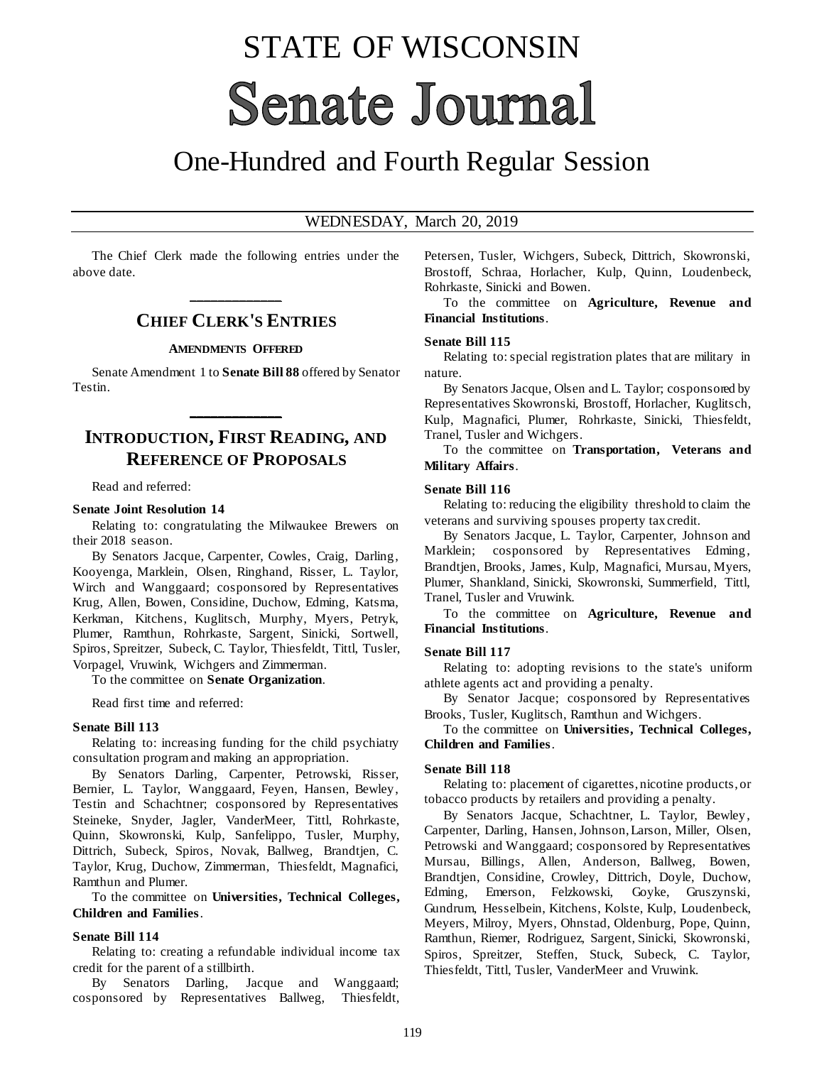# STATE OF WISCONSIN

# Senate Journal

## One-Hundred and Fourth Regular Session

WEDNESDAY, March 20, 2019

The Chief Clerk made the following entries under the above date.

## CHIEF CLERK'S ENTRIES

### AMENDMENTS OFFERED

Senate Amendment 1 to **Senate Bill 88** offered by Senator Testin.

## INTRODUCTION, FIRST READING, AND REFERENCE OF PROPOSALS

Read and referred:

**Senate Joint Resolution 14**

Relating to: congratulating the Milwaukee Brewers on their 2018 season.

By Senators Jacque, Carpenter, Cowles, Craig, Darling, Kooyenga, Marklein, Olsen, Ringhand, Risser, L. Taylor, Wirch and Wanggaard; cosponsored by Representatives Krug, Allen, Bowen, Considine, Duchow, Edming, Katsma, Kerkman, Kitchens, Kuglitsch, Murphy, Myers, Petryk, Plumer, Ramthun, Rohrkaste, Sargent, Sinicki, Sortwell, Spiros, Spreitzer, Subeck, C. Taylor, Thiesfeldt, Tittl, Tusler, Vorpagel, Vruwink, Wichgers and Zimmerman.

To the committee on **Senate Organization**.

Read first time and referred:

**Senate Bill 113**

Relating to: increasing funding for the child psychiatry consultation program and making an appropriation.

By Senators Darling, Carpenter, Petrowski, Risser, Bernier, L. Taylor, Wanggaard, Feyen, Hansen, Bewley, Testin and Schachtner; cosponsored by Representatives Steineke, Snyder, Jagler, VanderMeer, Tittl, Rohrkaste, Quinn, Skowronski, Kulp, Sanfelippo, Tusler, Murphy, Dittrich, Subeck, Spiros, Novak, Ballweg, Brandtjen, C. Taylor, Krug, Duchow, Zimmerman, Thiesfeldt, Magnafici, Ramthun and Plumer.

To the committee on **Universities, Technical Colleges, Children and Families**.

**Senate Bill 114**

Relating to: creating a refundable individual income tax credit for the parent of a stillbirth.

By Senators Darling, Jacque and Wanggaard; cosponsored by Representatives Ballweg, Thiesfeldt, Petersen, Tusler, Wichgers, Subeck, Dittrich, Skowronski, Brostoff, Schraa, Horlacher, Kulp, Quinn, Loudenbeck, Rohrkaste, Sinicki and Bowen.

To the committee on **Agriculture, Revenue and Financial Institutions**.

**Senate Bill 115**

Relating to: special registration plates that are military in nature.

By Senators Jacque, Olsen and L. Taylor; cosponsored by Representatives Skowronski, Brostoff, Horlacher, Kuglitsch, Kulp, Magnafici, Plumer, Rohrkaste, Sinicki, Thiesfeldt, Tranel, Tusler and Wichgers.

To the committee on **Transportation, Veterans and Military Affairs**.

**Senate Bill 116**

Relating to: reducing the eligibility threshold to claim the veterans and surviving spouses property tax credit.

By Senators Jacque, L. Taylor, Carpenter, Johnson and Marklein; cosponsored by Representatives Edming, Brandtjen, Brooks, James, Kulp, Magnafici, Mursau, Myers, Plumer, Shankland, Sinicki, Skowronski, Summerfield, Tittl, Tranel, Tusler and Vruwink.

To the committee on **Agriculture, Revenue and Financial Institutions**.

**Senate Bill 117**

Relating to: adopting revisions to the state's uniform athlete agents act and providing a penalty.

By Senator Jacque; cosponsored by Representatives Brooks, Tusler, Kuglitsch, Ramthun and Wichgers.

To the committee on **Universities, Technical Colleges, Children and Families**.

**Senate Bill 118**

Relating to: placement of cigarettes, nicotine products, or tobacco products by retailers and providing a penalty.

By Senators Jacque, Schachtner, L. Taylor, Bewley, Carpenter, Darling, Hansen, Johnson, Larson, Miller, Olsen, Petrowski and Wanggaard; cosponsored by Representatives Mursau, Billings, Allen, Anderson, Ballweg, Bowen, Brandtjen, Considine, Crowley, Dittrich, Doyle, Duchow, Edming, Emerson, Felzkowski, Goyke, Gruszynski, Gundrum, Hesselbein, Kitchens, Kolste, Kulp, Loudenbeck, Meyers, Milroy, Myers, Ohnstad, Oldenburg, Pope, Quinn, Ramthun, Riemer, Rodriguez, Sargent, Sinicki, Skowronski, Spiros, Spreitzer, Steffen, Stuck, Subeck, C. Taylor, Thiesfeldt, Tittl, Tusler, VanderMeer and Vruwink.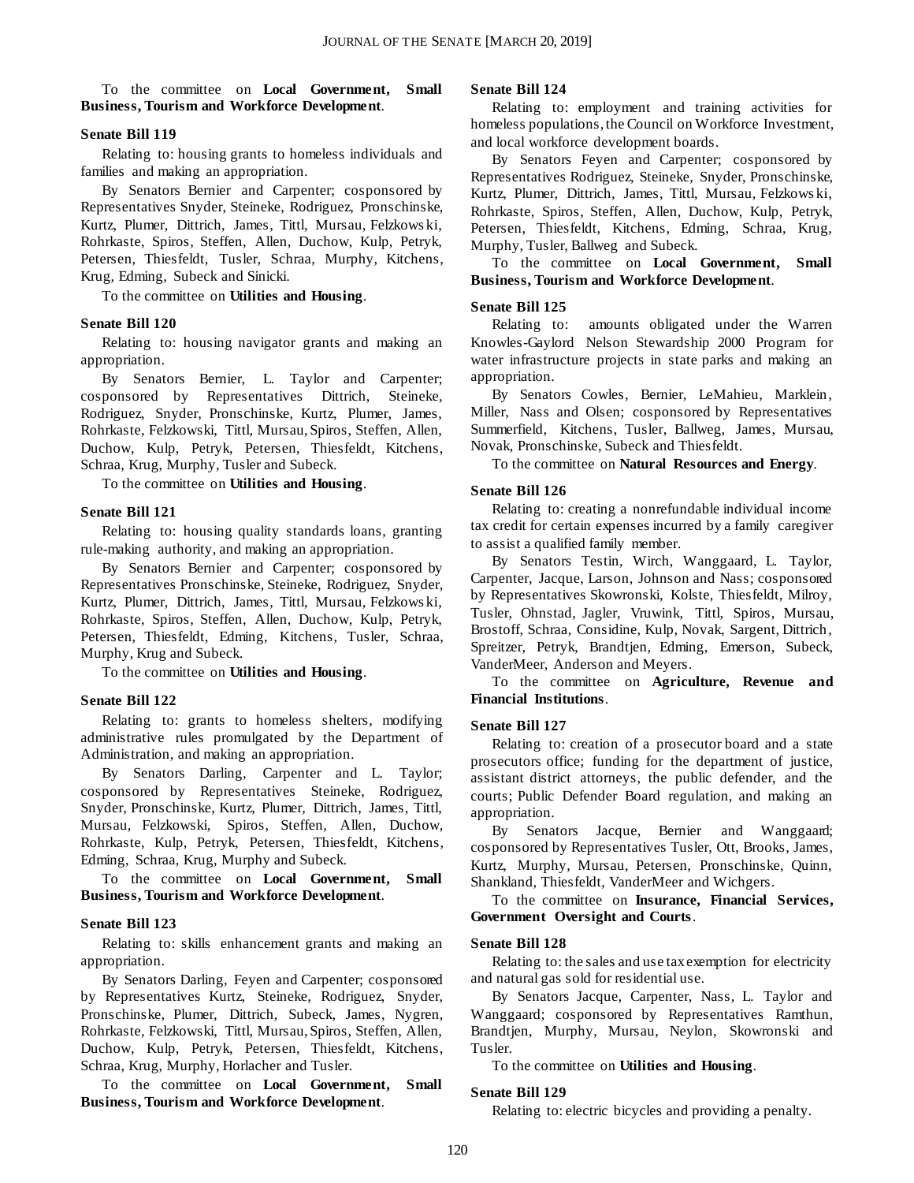To the committee on **Local Government, Small Business, Tourism and Workforce Development**.

**Senate Bill 119**

Relating to: housing grants to homeless individuals and families and making an appropriation.

By Senators Bernier and Carpenter; cosponsored by Representatives Snyder, Steineke, Rodriguez, Pronschinske, Kurtz, Plumer, Dittrich, James, Tittl, Mursau, Felzkowski, Rohrkaste, Spiros, Steffen, Allen, Duchow, Kulp, Petryk, Petersen, Thiesfeldt, Tusler, Schraa, Murphy, Kitchens, Krug, Edming, Subeck and Sinicki.

To the committee on **Utilities and Housing**.

**Senate Bill 120**

Relating to: housing navigator grants and making an appropriation.

By Senators Bernier, L. Taylor and Carpenter; cosponsored by Representatives Dittrich, Steineke, Rodriguez, Snyder, Pronschinske, Kurtz, Plumer, James, Rohrkaste, Felzkowski, Tittl, Mursau, Spiros, Steffen, Allen, Duchow, Kulp, Petryk, Petersen, Thiesfeldt, Kitchens, Schraa, Krug, Murphy, Tusler and Subeck.

To the committee on **Utilities and Housing**.

**Senate Bill 121**

Relating to: housing quality standards loans, granting rule-making authority, and making an appropriation.

By Senators Bernier and Carpenter; cosponsored by Representatives Pronschinske, Steineke, Rodriguez, Snyder, Kurtz, Plumer, Dittrich, James, Tittl, Mursau, Felzkowski, Rohrkaste, Spiros, Steffen, Allen, Duchow, Kulp, Petryk, Petersen, Thiesfeldt, Edming, Kitchens, Tusler, Schraa, Murphy, Krug and Subeck.

To the committee on **Utilities and Housing**.

**Senate Bill 122**

Relating to: grants to homeless shelters, modifying administrative rules promulgated by the Department of Administration, and making an appropriation.

By Senators Darling, Carpenter and L. Taylor; cosponsored by Representatives Steineke, Rodriguez, Snyder, Pronschinske, Kurtz, Plumer, Dittrich, James, Tittl, Mursau, Felzkowski, Spiros, Steffen, Allen, Duchow, Rohrkaste, Kulp, Petryk, Petersen, Thiesfeldt, Kitchens, Edming, Schraa, Krug, Murphy and Subeck.

To the committee on **Local Government, Small Business, Tourism and Workforce Development**.

**Senate Bill 123**

Relating to: skills enhancement grants and making an appropriation.

By Senators Darling, Feyen and Carpenter; cosponsored by Representatives Kurtz, Steineke, Rodriguez, Snyder, Pronschinske, Plumer, Dittrich, Subeck, James, Nygren, Rohrkaste, Felzkowski, Tittl, Mursau, Spiros, Steffen, Allen, Duchow, Kulp, Petryk, Petersen, Thiesfeldt, Kitchens, Schraa, Krug, Murphy, Horlacher and Tusler.

To the committee on **Local Government, Small Business, Tourism and Workforce Development**.

**Senate Bill 124**

Relating to: employment and training activities for homeless populations, the Council on Workforce Investment, and local workforce development boards.

By Senators Feyen and Carpenter; cosponsored by Representatives Rodriguez, Steineke, Snyder, Pronschinske, Kurtz, Plumer, Dittrich, James, Tittl, Mursau, Felzkowski, Rohrkaste, Spiros, Steffen, Allen, Duchow, Kulp, Petryk, Petersen, Thiesfeldt, Kitchens, Edming, Schraa, Krug, Murphy, Tusler, Ballweg and Subeck.

To the committee on **Local Government, Small Business, Tourism and Workforce Development**.

**Senate Bill 125**

Relating to: amounts obligated under the Warren Knowles-Gaylord Nelson Stewardship 2000 Program for water infrastructure projects in state parks and making an appropriation.

By Senators Cowles, Bernier, LeMahieu, Marklein, Miller, Nass and Olsen; cosponsored by Representatives Summerfield, Kitchens, Tusler, Ballweg, James, Mursau, Novak, Pronschinske, Subeck and Thiesfeldt.

To the committee on **Natural Resources and Energy**.

**Senate Bill 126**

Relating to: creating a nonrefundable individual income tax credit for certain expenses incurred by a family caregiver to assist a qualified family member.

By Senators Testin, Wirch, Wanggaard, L. Taylor, Carpenter, Jacque, Larson, Johnson and Nass; cosponsored by Representatives Skowronski, Kolste, Thiesfeldt, Milroy, Tusler, Ohnstad, Jagler, Vruwink, Tittl, Spiros, Mursau, Brostoff, Schraa, Considine, Kulp, Novak, Sargent, Dittrich, Spreitzer, Petryk, Brandtjen, Edming, Emerson, Subeck, VanderMeer, Anderson and Meyers.

To the committee on **Agriculture, Revenue and Financial Institutions**.

**Senate Bill 127**

Relating to: creation of a prosecutor board and a state prosecutors office; funding for the department of justice, assistant district attorneys, the public defender, and the courts; Public Defender Board regulation, and making an appropriation.

By Senators Jacque, Bernier and Wanggaard; cosponsored by Representatives Tusler, Ott, Brooks, James, Kurtz, Murphy, Mursau, Petersen, Pronschinske, Quinn, Shankland, Thiesfeldt, VanderMeer and Wichgers.

To the committee on **Insurance, Financial Services, Government Oversight and Courts**.

**Senate Bill 128**

Relating to: the sales and use tax exemption for electricity and natural gas sold for residential use.

By Senators Jacque, Carpenter, Nass, L. Taylor and Wanggaard; cosponsored by Representatives Ramthun, Brandtjen, Murphy, Mursau, Neylon, Skowronski and Tusler.

To the committee on **Utilities and Housing**.

**Senate Bill 129**

Relating to: electric bicycles and providing a penalty.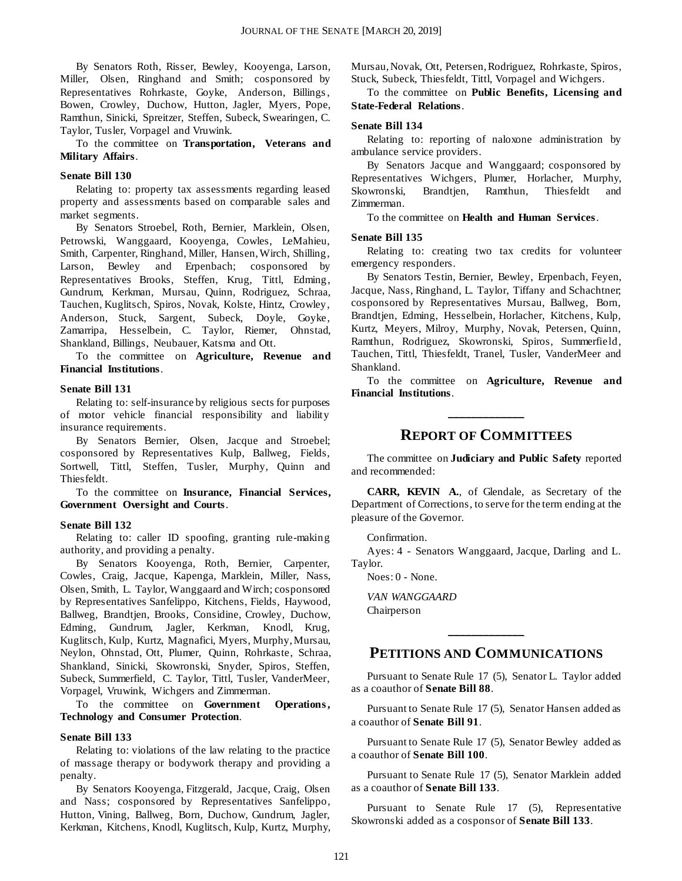By Senators Roth, Risser, Bewley, Kooyenga, Larson, Miller, Olsen, Ringhand and Smith; cosponsored by Representatives Rohrkaste, Goyke, Anderson, Billings, Bowen, Crowley, Duchow, Hutton, Jagler, Myers, Pope, Ramthun, Sinicki, Spreitzer, Steffen, Subeck, Swearingen, C. Taylor, Tusler, Vorpagel and Vruwink.

To the committee on **Transportation, Veterans and Military Affairs**.

**Senate Bill 130**

Relating to: property tax assessments regarding leased property and assessments based on comparable sales and market segments.

By Senators Stroebel, Roth, Bernier, Marklein, Olsen, Petrowski, Wanggaard, Kooyenga, Cowles, LeMahieu, Smith, Carpenter, Ringhand, Miller, Hansen, Wirch, Shilling, Larson, Bewley and Erpenbach; cosponsored by Representatives Brooks, Steffen, Krug, Tittl, Edming, Gundrum, Kerkman, Mursau, Quinn, Rodriguez, Schraa, Tauchen, Kuglitsch, Spiros, Novak, Kolste, Hintz, Crowley, Anderson, Stuck, Sargent, Subeck, Doyle, Goyke, Zamarripa, Hesselbein, C. Taylor, Riemer, Ohnstad, Shankland, Billings, Neubauer, Katsma and Ott.

To the committee on **Agriculture, Revenue and Financial Institutions**.

**Senate Bill 131**

Relating to: self-insurance by religious sects for purposes of motor vehicle financial responsibility and liability insurance requirements.

By Senators Bernier, Olsen, Jacque and Stroebel; cosponsored by Representatives Kulp, Ballweg, Fields, Sortwell, Tittl, Steffen, Tusler, Murphy, Quinn and Thiesfeldt.

To the committee on **Insurance, Financial Services, Government Oversight and Courts**.

**Senate Bill 132**

Relating to: caller ID spoofing, granting rule-making authority, and providing a penalty.

By Senators Kooyenga, Roth, Bernier, Carpenter, Cowles, Craig, Jacque, Kapenga, Marklein, Miller, Nass, Olsen, Smith, L. Taylor, Wanggaard and Wirch; cosponsored by Representatives Sanfelippo, Kitchens, Fields, Haywood, Ballweg, Brandtjen, Brooks, Considine, Crowley, Duchow, Edming, Gundrum, Jagler, Kerkman, Knodl, Krug, Kuglitsch, Kulp, Kurtz, Magnafici, Myers, Murphy, Mursau, Neylon, Ohnstad, Ott, Plumer, Quinn, Rohrkaste, Schraa, Shankland, Sinicki, Skowronski, Snyder, Spiros, Steffen, Subeck, Summerfield, C. Taylor, Tittl, Tusler, VanderMeer, Vorpagel, Vruwink, Wichgers and Zimmerman.

To the committee on **Government Operations, Technology and Consumer Protection**.

**Senate Bill 133**

Relating to: violations of the law relating to the practice of massage therapy or bodywork therapy and providing a penalty.

By Senators Kooyenga, Fitzgerald, Jacque, Craig, Olsen and Nass; cosponsored by Representatives Sanfelippo, Hutton, Vining, Ballweg, Born, Duchow, Gundrum, Jagler, Kerkman, Kitchens, Knodl, Kuglitsch, Kulp, Kurtz, Murphy, Mursau, Novak, Ott, Petersen, Rodriguez, Rohrkaste, Spiros, Stuck, Subeck, Thiesfeldt, Tittl, Vorpagel and Wichgers.

To the committee on **Public Benefits, Licensing and State-Federal Relations**.

**Senate Bill 134**

Relating to: reporting of naloxone administration by ambulance service providers.

By Senators Jacque and Wanggaard; cosponsored by Representatives Wichgers, Plumer, Horlacher, Murphy, Skowronski, Brandtjen, Ramthun, Thiesfeldt and Zimmerman.

To the committee on **Health and Human Services**.

**Senate Bill 135**

Relating to: creating two tax credits for volunteer emergency responders.

By Senators Testin, Bernier, Bewley, Erpenbach, Feyen, Jacque, Nass, Ringhand, L. Taylor, Tiffany and Schachtner; cosponsored by Representatives Mursau, Ballweg, Born, Brandtjen, Edming, Hesselbein, Horlacher, Kitchens, Kulp, Kurtz, Meyers, Milroy, Murphy, Novak, Petersen, Quinn, Ramthun, Rodriguez, Skowronski, Spiros, Summerfield, Tauchen, Tittl, Thiesfeldt, Tranel, Tusler, VanderMeer and Shankland.

To the committee on **Agriculture, Revenue and Financial Institutions**.

---

## REPORT OF COMMITTEES

The committee on **Judiciary and Public Safety** reported and recommended:

**CARR, KEVIN A.**, of Glendale, as Secretary of the Department of Corrections, to serve for the term ending at the pleasure of the Governor.

Confirmation.

Ayes: 4 - Senators Wanggaard, Jacque, Darling and L. Taylor.

Noes: 0 - None.

*VAN WANGGAARD*
Chairperson

---

## PETITIONS AND COMMUNICATIONS

Pursuant to Senate Rule 17 (5), Senator L. Taylor added as a coauthor of **Senate Bill 88**.

Pursuant to Senate Rule 17 (5), Senator Hansen added as a coauthor of **Senate Bill 91**.

Pursuant to Senate Rule 17 (5), Senator Bewley added as a coauthor of **Senate Bill 100**.

Pursuant to Senate Rule 17 (5), Senator Marklein added as a coauthor of **Senate Bill 133**.

Pursuant to Senate Rule 17 (5), Representative Skowronski added as a cosponsor of **Senate Bill 133**.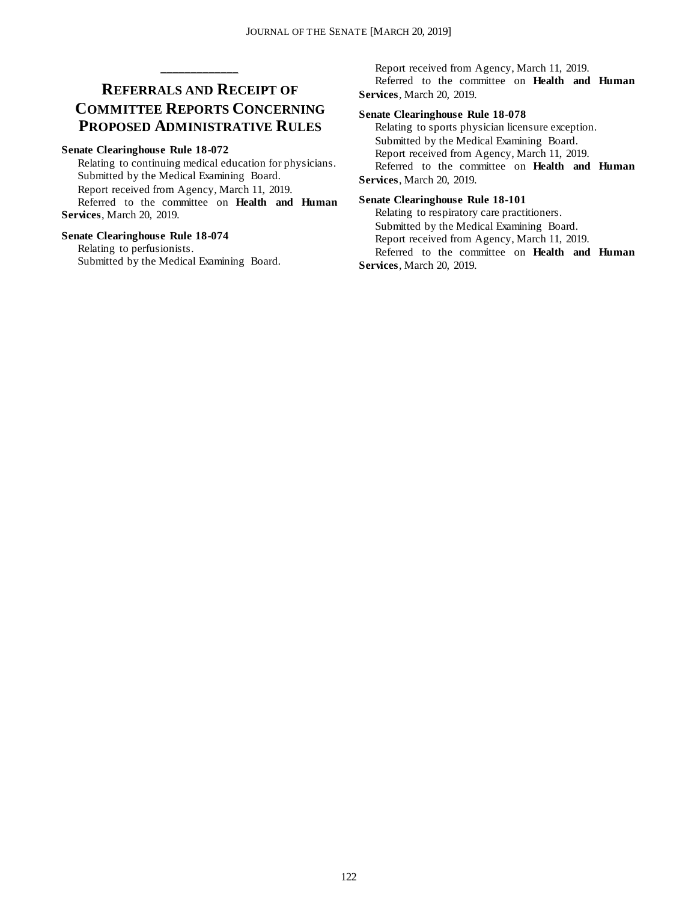## Referrals and Receipt of Committee Reports Concerning Proposed Administrative Rules

**Senate Clearinghouse Rule 18-072**

Relating to continuing medical education for physicians.

Submitted by the Medical Examining Board.

Report received from Agency, March 11, 2019.

Referred to the committee on **Health and Human Services**, March 20, 2019.

**Senate Clearinghouse Rule 18-074**

Relating to perfusionists.

Submitted by the Medical Examining Board.

Report received from Agency, March 11, 2019.

Referred to the committee on **Health and Human Services**, March 20, 2019.

**Senate Clearinghouse Rule 18-078**

Relating to sports physician licensure exception.

Submitted by the Medical Examining Board.

Report received from Agency, March 11, 2019.

Referred to the committee on **Health and Human Services**, March 20, 2019.

**Senate Clearinghouse Rule 18-101**

Relating to respiratory care practitioners.

Submitted by the Medical Examining Board.

Report received from Agency, March 11, 2019.

Referred to the committee on **Health and Human Services**, March 20, 2019.